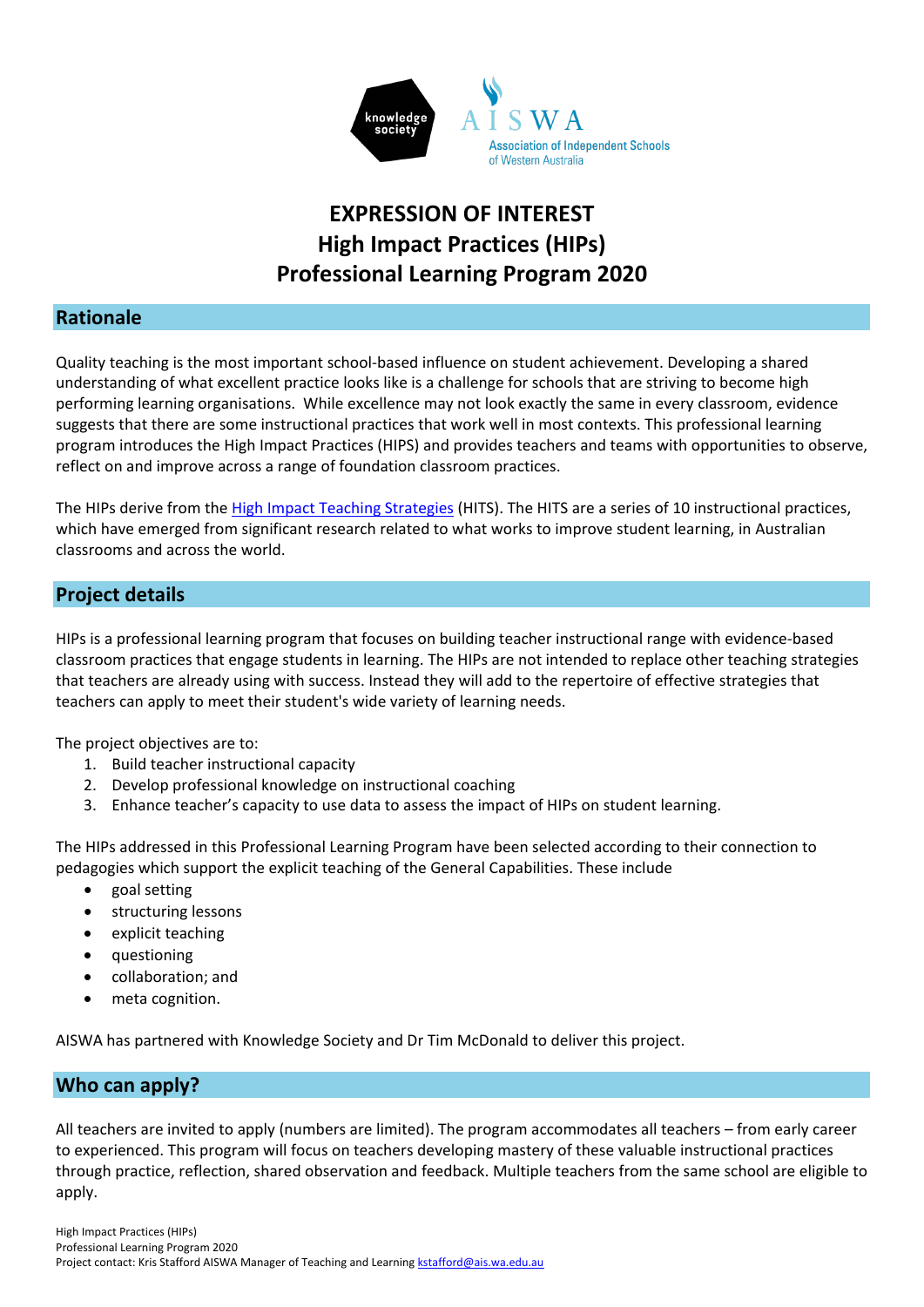# EXPRESSION OF INTEREST
# High Impact Practices (HIPs)
# Professional Learning Program 2020

## Rationale

Quality teaching is the most important school-based influence on student achievement. Developing a shared understanding of what excellent practice looks like is a challenge for schools that are striving to become high performing learning organisations. While excellence may not look exactly the same in every classroom, evidence suggests that there are some instructional practices that work well in most contexts. This professional learning program introduces the High Impact Practices (HIPS) and provides teachers and teams with opportunities to observe, reflect on and improve across a range of foundation classroom practices.

The HIPs derive from the High Impact Teaching Strategies (HITS). The HITS are a series of 10 instructional practices, which have emerged from significant research related to what works to improve student learning, in Australian classrooms and across the world.

## Project details

HIPs is a professional learning program that focuses on building teacher instructional range with evidence-based classroom practices that engage students in learning. The HIPs are not intended to replace other teaching strategies that teachers are already using with success. Instead they will add to the repertoire of effective strategies that teachers can apply to meet their student's wide variety of learning needs.

The project objectives are to:

1. Build teacher instructional capacity
2. Develop professional knowledge on instructional coaching
3. Enhance teacher's capacity to use data to assess the impact of HIPs on student learning.

The HIPs addressed in this Professional Learning Program have been selected according to their connection to pedagogies which support the explicit teaching of the General Capabilities. These include

- goal setting
- structuring lessons
- explicit teaching
- questioning
- collaboration; and
- meta cognition.

AISWA has partnered with Knowledge Society and Dr Tim McDonald to deliver this project.

## Who can apply?

All teachers are invited to apply (numbers are limited). The program accommodates all teachers – from early career to experienced. This program will focus on teachers developing mastery of these valuable instructional practices through practice, reflection, shared observation and feedback. Multiple teachers from the same school are eligible to apply.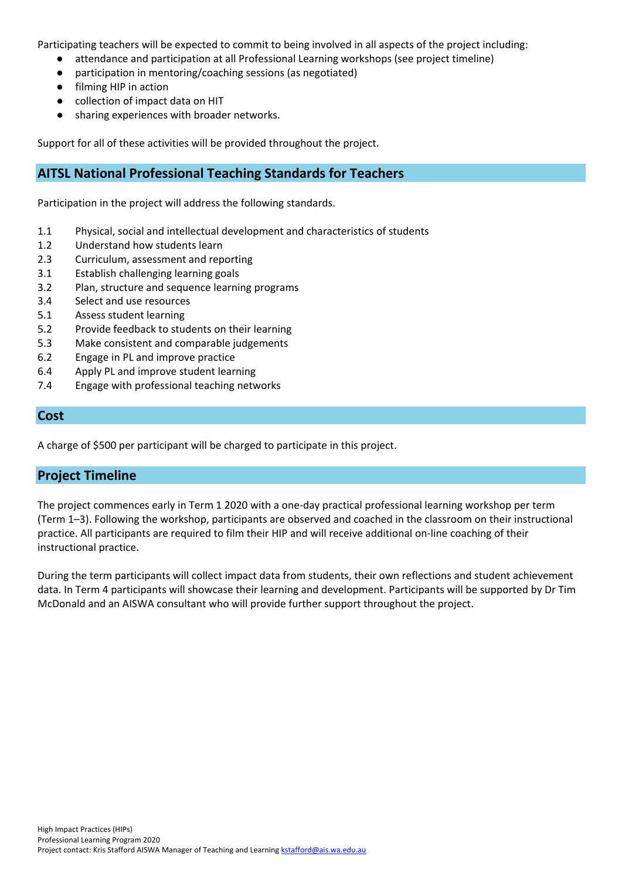Participating teachers will be expected to commit to being involved in all aspects of the project including:

- attendance and participation at all Professional Learning workshops (see project timeline)
- participation in mentoring/coaching sessions (as negotiated)
- filming HIP in action
- collection of impact data on HIT
- sharing experiences with broader networks.

Support for all of these activities will be provided throughout the project.

## AITSL National Professional Teaching Standards for Teachers

Participation in the project will address the following standards.

1.1 Physical, social and intellectual development and characteristics of students
1.2 Understand how students learn
2.3 Curriculum, assessment and reporting
3.1 Establish challenging learning goals
3.2 Plan, structure and sequence learning programs
3.4 Select and use resources
5.1 Assess student learning
5.2 Provide feedback to students on their learning
5.3 Make consistent and comparable judgements
6.2 Engage in PL and improve practice
6.4 Apply PL and improve student learning
7.4 Engage with professional teaching networks

## Cost

A charge of $500 per participant will be charged to participate in this project.

## Project Timeline

The project commences early in Term 1 2020 with a one-day practical professional learning workshop per term (Term 1–3). Following the workshop, participants are observed and coached in the classroom on their instructional practice. All participants are required to film their HIP and will receive additional on-line coaching of their instructional practice.

During the term participants will collect impact data from students, their own reflections and student achievement data. In Term 4 participants will showcase their learning and development. Participants will be supported by Dr Tim McDonald and an AISWA consultant who will provide further support throughout the project.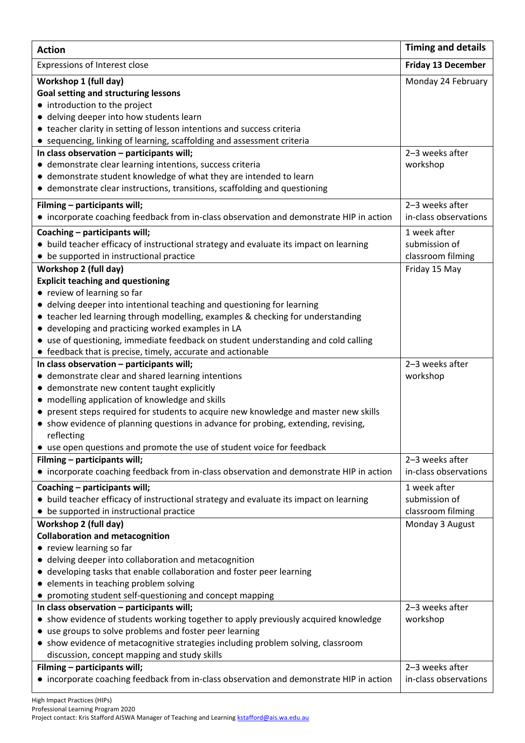| Action | Timing and details |
|---|---|
| Expressions of Interest close | **Friday 13 December** |
| **Workshop 1 (full day)**<br>**Goal setting and structuring lessons**<br>● introduction to the project<br>● delving deeper into how students learn<br>● teacher clarity in setting of lesson intentions and success criteria<br>● sequencing, linking of learning, scaffolding and assessment criteria | Monday 24 February |
| **In class observation – participants will;**<br>● demonstrate clear learning intentions, success criteria<br>● demonstrate student knowledge of what they are intended to learn<br>● demonstrate clear instructions, transitions, scaffolding and questioning | 2–3 weeks after workshop |
| **Filming – participants will;**<br>● incorporate coaching feedback from in-class observation and demonstrate HIP in action | 2–3 weeks after in-class observations |
| **Coaching – participants will;**<br>● build teacher efficacy of instructional strategy and evaluate its impact on learning<br>● be supported in instructional practice | 1 week after submission of classroom filming |
| **Workshop 2 (full day)**<br>**Explicit teaching and questioning**<br>● review of learning so far<br>● delving deeper into intentional teaching and questioning for learning<br>● teacher led learning through modelling, examples & checking for understanding<br>● developing and practicing worked examples in LA<br>● use of questioning, immediate feedback on student understanding and cold calling<br>● feedback that is precise, timely, accurate and actionable | Friday 15 May |
| **In class observation – participants will;**<br>● demonstrate clear and shared learning intentions<br>● demonstrate new content taught explicitly<br>● modelling application of knowledge and skills<br>● present steps required for students to acquire new knowledge and master new skills<br>● show evidence of planning questions in advance for probing, extending, revising, reflecting<br>● use open questions and promote the use of student voice for feedback | 2–3 weeks after workshop |
| **Filming – participants will;**<br>● incorporate coaching feedback from in-class observation and demonstrate HIP in action | 2–3 weeks after in-class observations |
| **Coaching – participants will;**<br>● build teacher efficacy of instructional strategy and evaluate its impact on learning<br>● be supported in instructional practice | 1 week after submission of classroom filming |
| **Workshop 2 (full day)**<br>**Collaboration and metacognition**<br>● review learning so far<br>● delving deeper into collaboration and metacognition<br>● developing tasks that enable collaboration and foster peer learning<br>● elements in teaching problem solving<br>● promoting student self-questioning and concept mapping | Monday 3 August |
| **In class observation – participants will;**<br>● show evidence of students working together to apply previously acquired knowledge<br>● use groups to solve problems and foster peer learning<br>● show evidence of metacognitive strategies including problem solving, classroom discussion, concept mapping and study skills | 2–3 weeks after workshop |
| **Filming – participants will;**<br>● incorporate coaching feedback from in-class observation and demonstrate HIP in action | 2–3 weeks after in-class observations |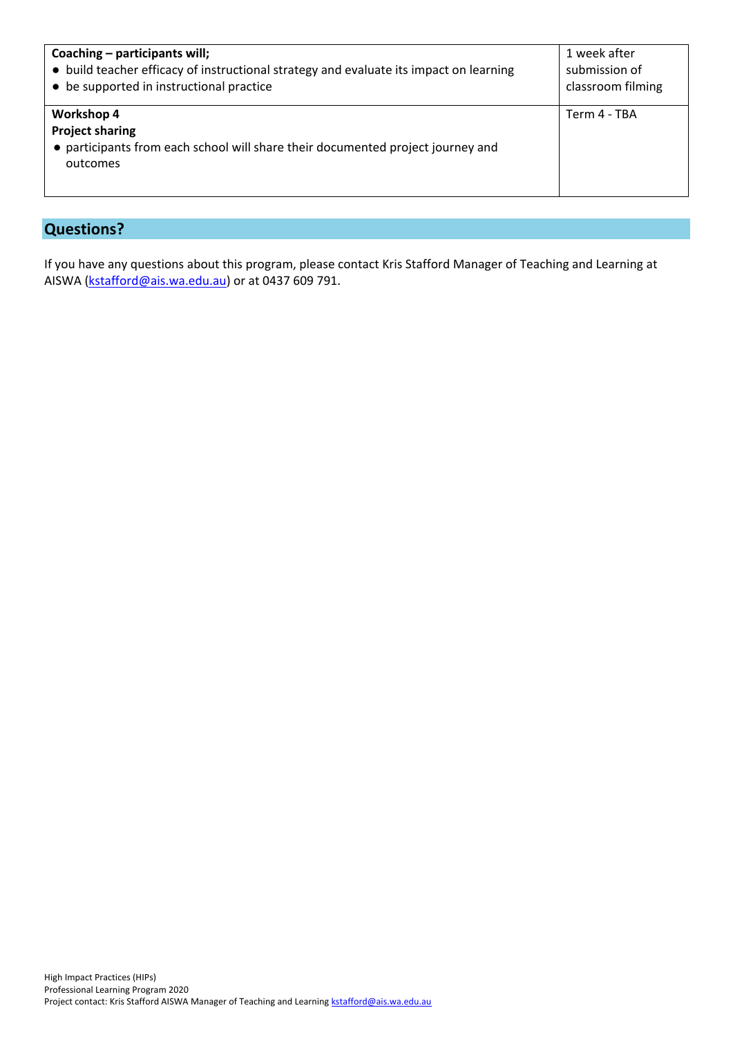| | |
|---|---|
| **Coaching – participants will;**<br>• build teacher efficacy of instructional strategy and evaluate its impact on learning<br>• be supported in instructional practice | 1 week after submission of classroom filming |
| **Workshop 4**<br>**Project sharing**<br>• participants from each school will share their documented project journey and outcomes | Term 4 - TBA |

## Questions?

If you have any questions about this program, please contact Kris Stafford Manager of Teaching and Learning at AISWA (kstafford@ais.wa.edu.au) or at 0437 609 791.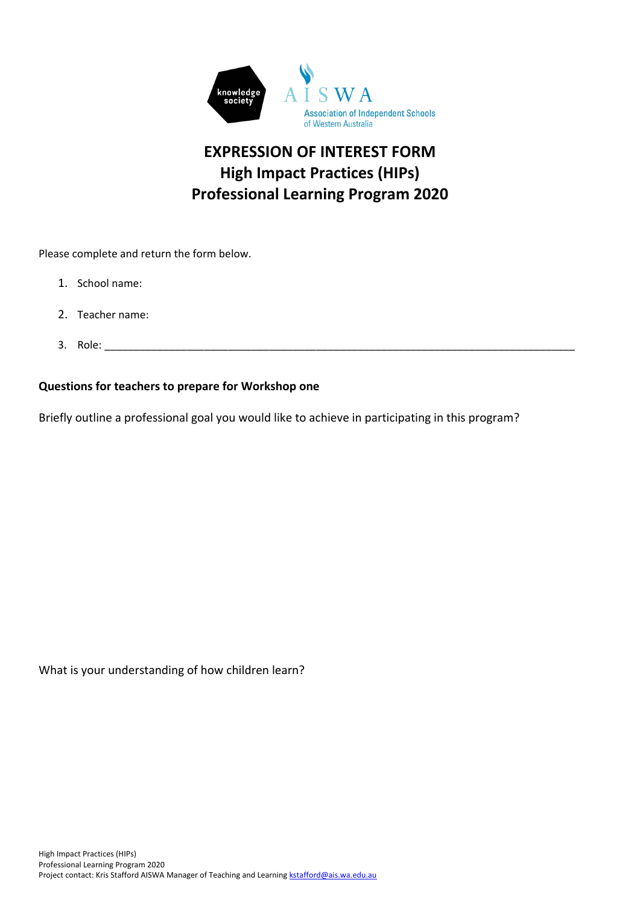# EXPRESSION OF INTEREST FORM
# High Impact Practices (HIPs)
# Professional Learning Program 2020

Please complete and return the form below.

1. School name:
2. Teacher name:
3. Role: ________________________________________________________________________________

**Questions for teachers to prepare for Workshop one**

Briefly outline a professional goal you would like to achieve in participating in this program?

What is your understanding of how children learn?

High Impact Practices (HIPs)
Professional Learning Program 2020
Project contact: Kris Stafford AISWA Manager of Teaching and Learning kstafford@ais.wa.edu.au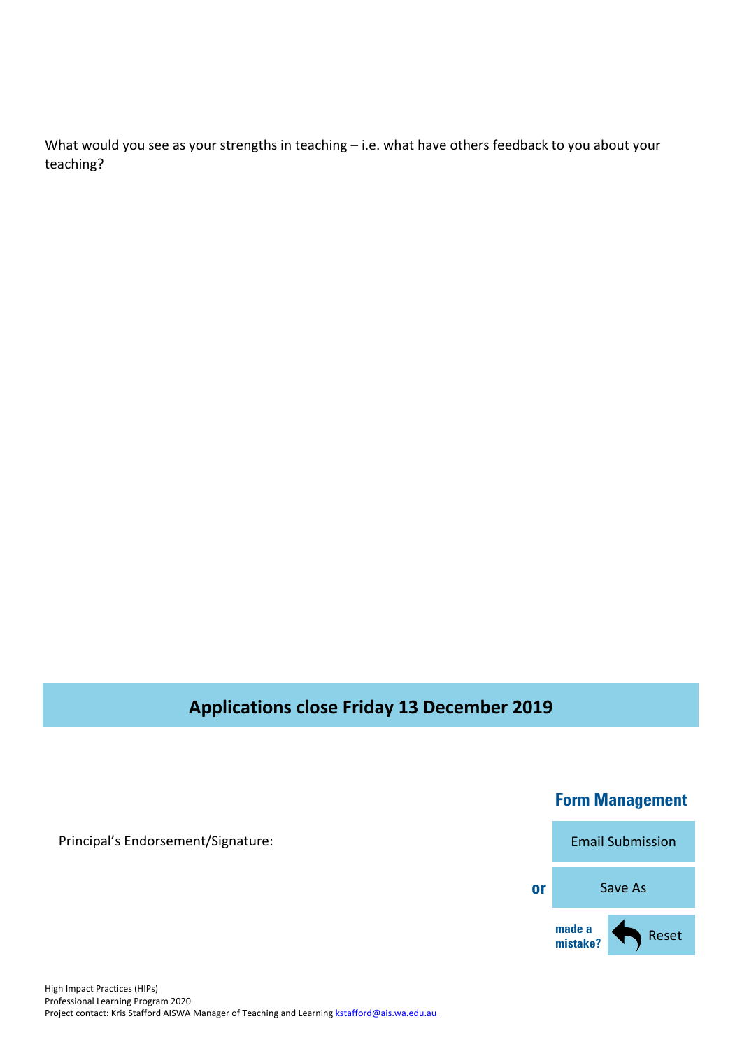What would you see as your strengths in teaching – i.e. what have others feedback to you about your teaching?

## Applications close Friday 13 December 2019

Principal's Endorsement/Signature:

**Form Management**

Email Submission

**or**

Save As

**made a mistake?**

Reset

High Impact Practices (HIPs)
Professional Learning Program 2020
Project contact: Kris Stafford AISWA Manager of Teaching and Learning kstafford@ais.wa.edu.au